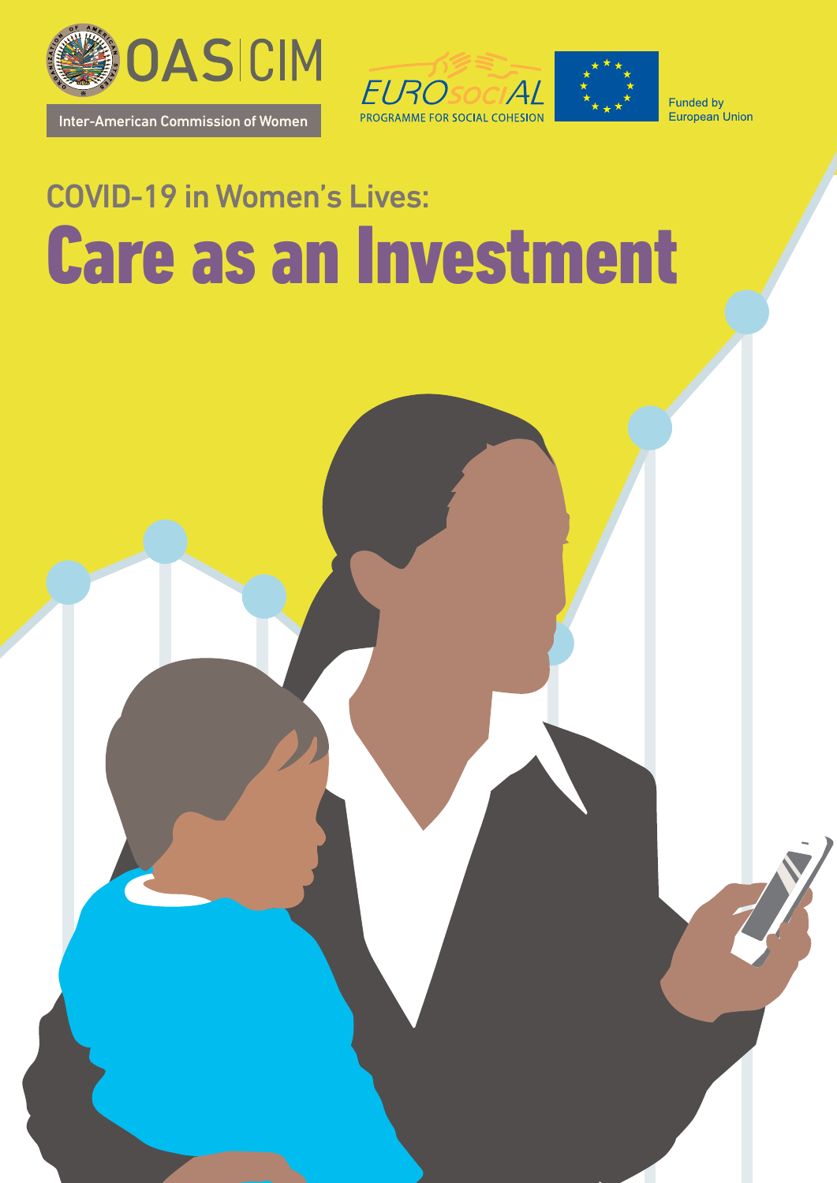OAS | CIM

Inter-American Commission of Women

EUROsociAL

PROGRAMME FOR SOCIAL COHESION

Funded by European Union

## COVID-19 in Women's Lives:

# Care as an Investment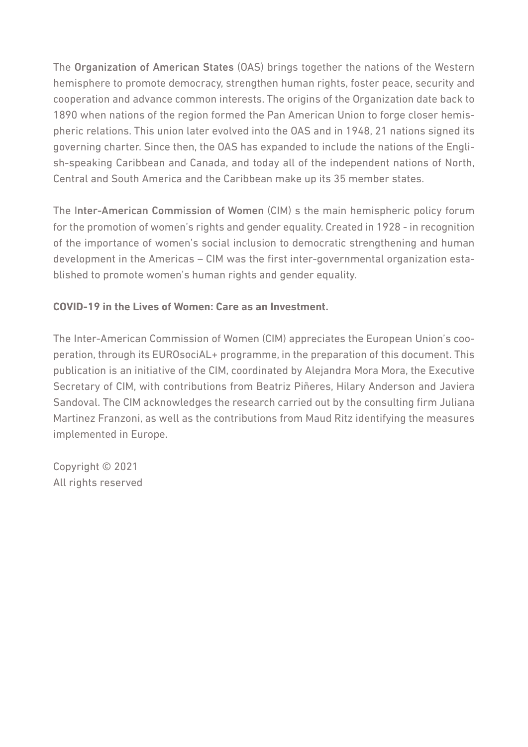The **Organization of American States** (OAS) brings together the nations of the Western hemisphere to promote democracy, strengthen human rights, foster peace, security and cooperation and advance common interests. The origins of the Organization date back to 1890 when nations of the region formed the Pan American Union to forge closer hemispheric relations. This union later evolved into the OAS and in 1948, 21 nations signed its governing charter. Since then, the OAS has expanded to include the nations of the English-speaking Caribbean and Canada, and today all of the independent nations of North, Central and South America and the Caribbean make up its 35 member states.

The **Inter-American Commission of Women** (CIM) s the main hemispheric policy forum for the promotion of women's rights and gender equality. Created in 1928 - in recognition of the importance of women's social inclusion to democratic strengthening and human development in the Americas – CIM was the first inter-governmental organization established to promote women's human rights and gender equality.

**COVID-19 in the Lives of Women: Care as an Investment.**

The Inter-American Commission of Women (CIM) appreciates the European Union's cooperation, through its EUROsociAL+ programme, in the preparation of this document. This publication is an initiative of the CIM, coordinated by Alejandra Mora Mora, the Executive Secretary of CIM, with contributions from Beatriz Piñeres, Hilary Anderson and Javiera Sandoval. The CIM acknowledges the research carried out by the consulting firm Juliana Martinez Franzoni, as well as the contributions from Maud Ritz identifying the measures implemented in Europe.

Copyright © 2021
All rights reserved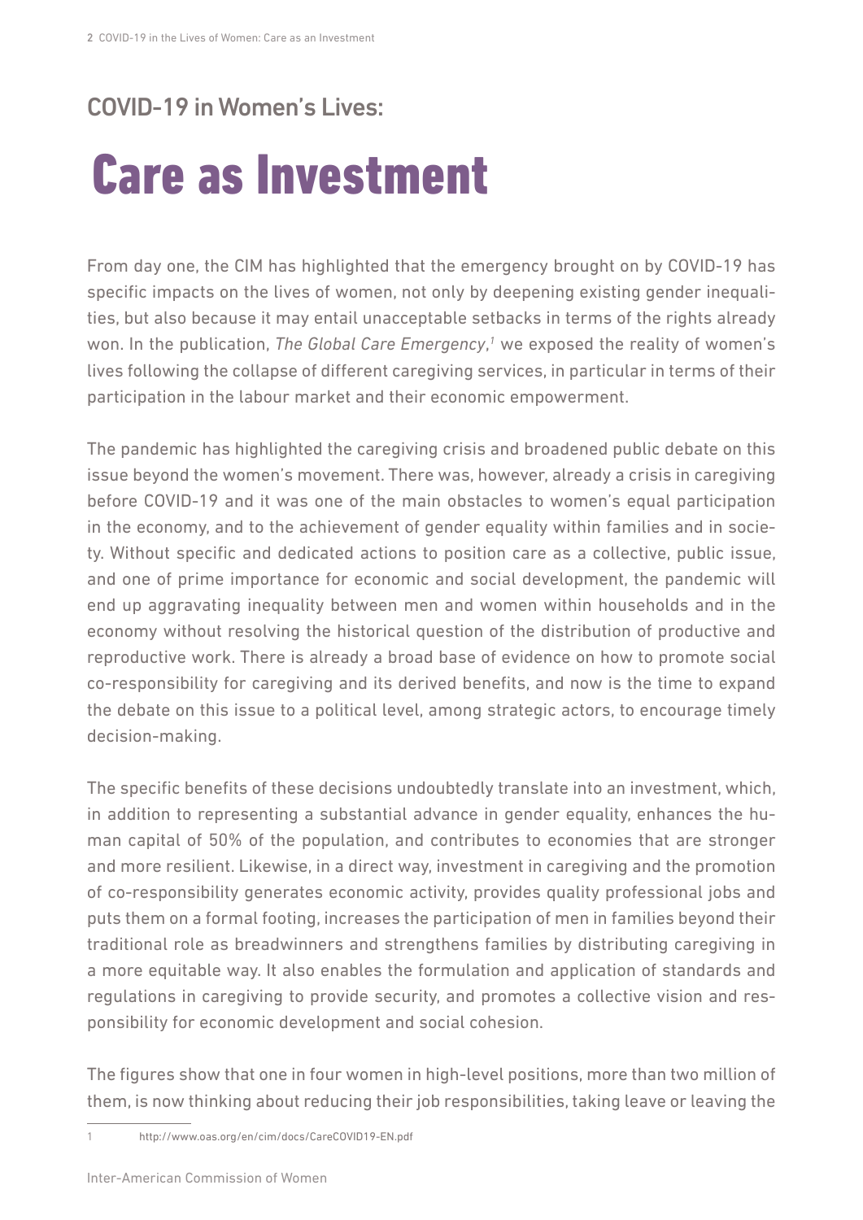## COVID-19 in Women's Lives:

# Care as Investment

From day one, the CIM has highlighted that the emergency brought on by COVID-19 has specific impacts on the lives of women, not only by deepening existing gender inequalities, but also because it may entail unacceptable setbacks in terms of the rights already won. In the publication, *The Global Care Emergency*,[1] we exposed the reality of women's lives following the collapse of different caregiving services, in particular in terms of their participation in the labour market and their economic empowerment.

The pandemic has highlighted the caregiving crisis and broadened public debate on this issue beyond the women's movement. There was, however, already a crisis in caregiving before COVID-19 and it was one of the main obstacles to women's equal participation in the economy, and to the achievement of gender equality within families and in society. Without specific and dedicated actions to position care as a collective, public issue, and one of prime importance for economic and social development, the pandemic will end up aggravating inequality between men and women within households and in the economy without resolving the historical question of the distribution of productive and reproductive work. There is already a broad base of evidence on how to promote social co-responsibility for caregiving and its derived benefits, and now is the time to expand the debate on this issue to a political level, among strategic actors, to encourage timely decision-making.

The specific benefits of these decisions undoubtedly translate into an investment, which, in addition to representing a substantial advance in gender equality, enhances the human capital of 50% of the population, and contributes to economies that are stronger and more resilient. Likewise, in a direct way, investment in caregiving and the promotion of co-responsibility generates economic activity, provides quality professional jobs and puts them on a formal footing, increases the participation of men in families beyond their traditional role as breadwinners and strengthens families by distributing caregiving in a more equitable way. It also enables the formulation and application of standards and regulations in caregiving to provide security, and promotes a collective vision and responsibility for economic development and social cohesion.

The figures show that one in four women in high-level positions, more than two million of them, is now thinking about reducing their job responsibilities, taking leave or leaving the

---

1 http://www.oas.org/en/cim/docs/CareCOVID19-EN.pdf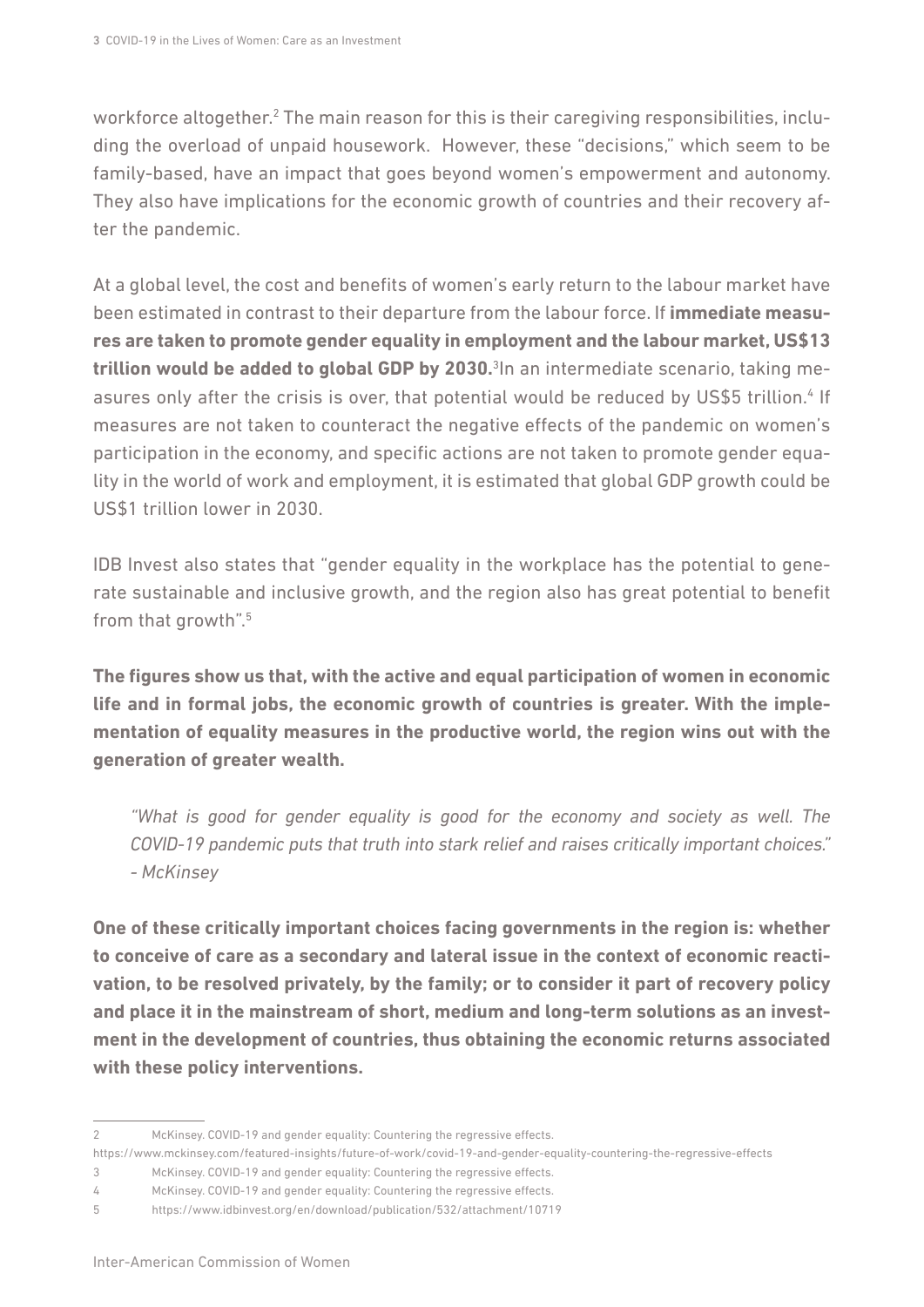workforce altogether.[2] The main reason for this is their caregiving responsibilities, including the overload of unpaid housework. However, these "decisions," which seem to be family-based, have an impact that goes beyond women's empowerment and autonomy. They also have implications for the economic growth of countries and their recovery after the pandemic.

At a global level, the cost and benefits of women's early return to the labour market have been estimated in contrast to their departure from the labour force. If **immediate measures are taken to promote gender equality in employment and the labour market, US$13 trillion would be added to global GDP by 2030.**[3] In an intermediate scenario, taking measures only after the crisis is over, that potential would be reduced by US$5 trillion.[4] If measures are not taken to counteract the negative effects of the pandemic on women's participation in the economy, and specific actions are not taken to promote gender equality in the world of work and employment, it is estimated that global GDP growth could be US$1 trillion lower in 2030.

IDB Invest also states that "gender equality in the workplace has the potential to generate sustainable and inclusive growth, and the region also has great potential to benefit from that growth".[5]

**The figures show us that, with the active and equal participation of women in economic life and in formal jobs, the economic growth of countries is greater. With the implementation of equality measures in the productive world, the region wins out with the generation of greater wealth.**

> *"What is good for gender equality is good for the economy and society as well. The COVID-19 pandemic puts that truth into stark relief and raises critically important choices." - McKinsey*

**One of these critically important choices facing governments in the region is: whether to conceive of care as a secondary and lateral issue in the context of economic reactivation, to be resolved privately, by the family; or to consider it part of recovery policy and place it in the mainstream of short, medium and long-term solutions as an investment in the development of countries, thus obtaining the economic returns associated with these policy interventions.**

---

2 McKinsey. COVID-19 and gender equality: Countering the regressive effects. https://www.mckinsey.com/featured-insights/future-of-work/covid-19-and-gender-equality-countering-the-regressive-effects

3 McKinsey. COVID-19 and gender equality: Countering the regressive effects.

4 McKinsey. COVID-19 and gender equality: Countering the regressive effects.

5 https://www.idbinvest.org/en/download/publication/532/attachment/10719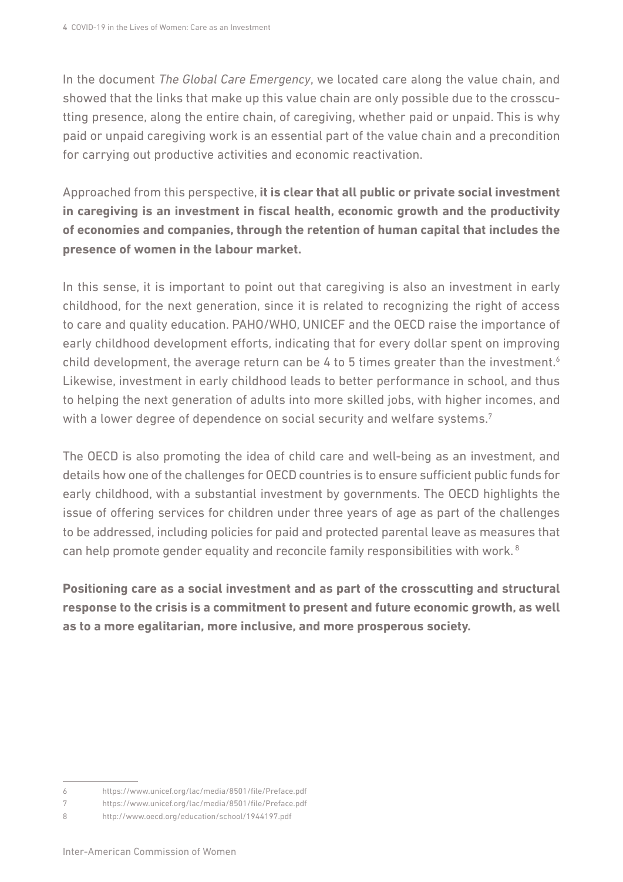In the document *The Global Care Emergency*, we located care along the value chain, and showed that the links that make up this value chain are only possible due to the crosscutting presence, along the entire chain, of caregiving, whether paid or unpaid. This is why paid or unpaid caregiving work is an essential part of the value chain and a precondition for carrying out productive activities and economic reactivation.

Approached from this perspective, **it is clear that all public or private social investment in caregiving is an investment in fiscal health, economic growth and the productivity of economies and companies, through the retention of human capital that includes the presence of women in the labour market.**

In this sense, it is important to point out that caregiving is also an investment in early childhood, for the next generation, since it is related to recognizing the right of access to care and quality education. PAHO/WHO, UNICEF and the OECD raise the importance of early childhood development efforts, indicating that for every dollar spent on improving child development, the average return can be 4 to 5 times greater than the investment.[6] Likewise, investment in early childhood leads to better performance in school, and thus to helping the next generation of adults into more skilled jobs, with higher incomes, and with a lower degree of dependence on social security and welfare systems.[7]

The OECD is also promoting the idea of child care and well-being as an investment, and details how one of the challenges for OECD countries is to ensure sufficient public funds for early childhood, with a substantial investment by governments. The OECD highlights the issue of offering services for children under three years of age as part of the challenges to be addressed, including policies for paid and protected parental leave as measures that can help promote gender equality and reconcile family responsibilities with work.[8]

**Positioning care as a social investment and as part of the crosscutting and structural response to the crisis is a commitment to present and future economic growth, as well as to a more egalitarian, more inclusive, and more prosperous society.**

---

6 https://www.unicef.org/lac/media/8501/file/Preface.pdf

7 https://www.unicef.org/lac/media/8501/file/Preface.pdf

8 http://www.oecd.org/education/school/1944197.pdf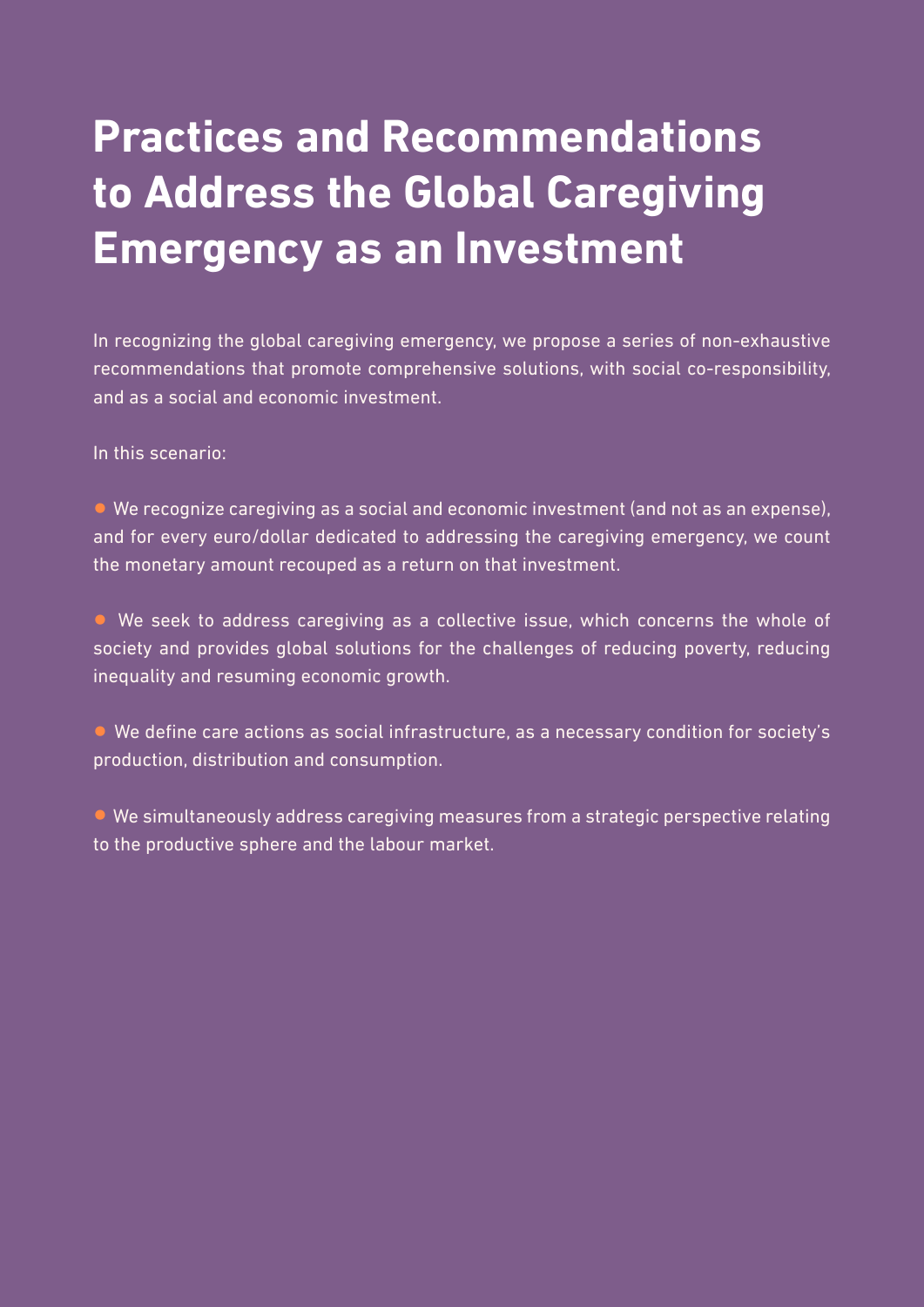# Practices and Recommendations to Address the Global Caregiving Emergency as an Investment

In recognizing the global caregiving emergency, we propose a series of non-exhaustive recommendations that promote comprehensive solutions, with social co-responsibility, and as a social and economic investment.

In this scenario:

- We recognize caregiving as a social and economic investment (and not as an expense), and for every euro/dollar dedicated to addressing the caregiving emergency, we count the monetary amount recouped as a return on that investment.

- We seek to address caregiving as a collective issue, which concerns the whole of society and provides global solutions for the challenges of reducing poverty, reducing inequality and resuming economic growth.

- We define care actions as social infrastructure, as a necessary condition for society's production, distribution and consumption.

- We simultaneously address caregiving measures from a strategic perspective relating to the productive sphere and the labour market.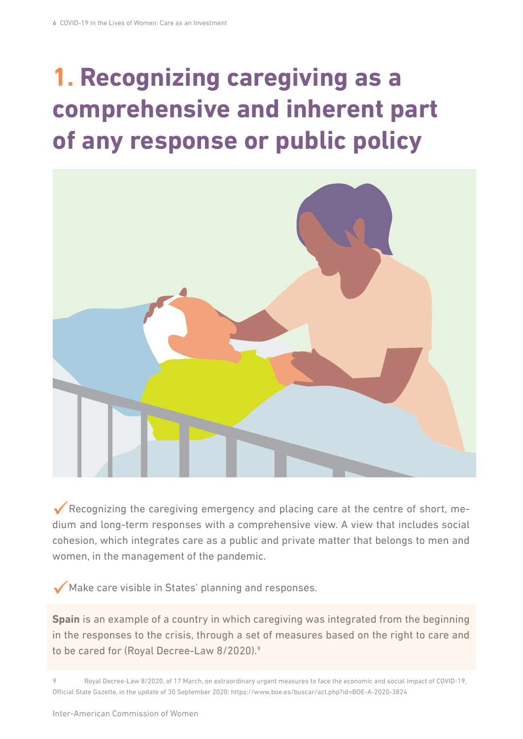# 1. Recognizing caregiving as a comprehensive and inherent part of any response or public policy

✓ Recognizing the caregiving emergency and placing care at the centre of short, medium and long-term responses with a comprehensive view. A view that includes social cohesion, which integrates care as a public and private matter that belongs to men and women, in the management of the pandemic.

✓ Make care visible in States' planning and responses.

**Spain** is an example of a country in which caregiving was integrated from the beginning in the responses to the crisis, through a set of measures based on the right to care and to be cared for (Royal Decree-Law 8/2020).[9]

9 Royal Decree-Law 8/2020, of 17 March, on extraordinary urgent measures to face the economic and social impact of COVID-19, Official State Gazette, in the update of 30 September 2020: https://www.boe.es/buscar/act.php?id=BOE-A-2020-3824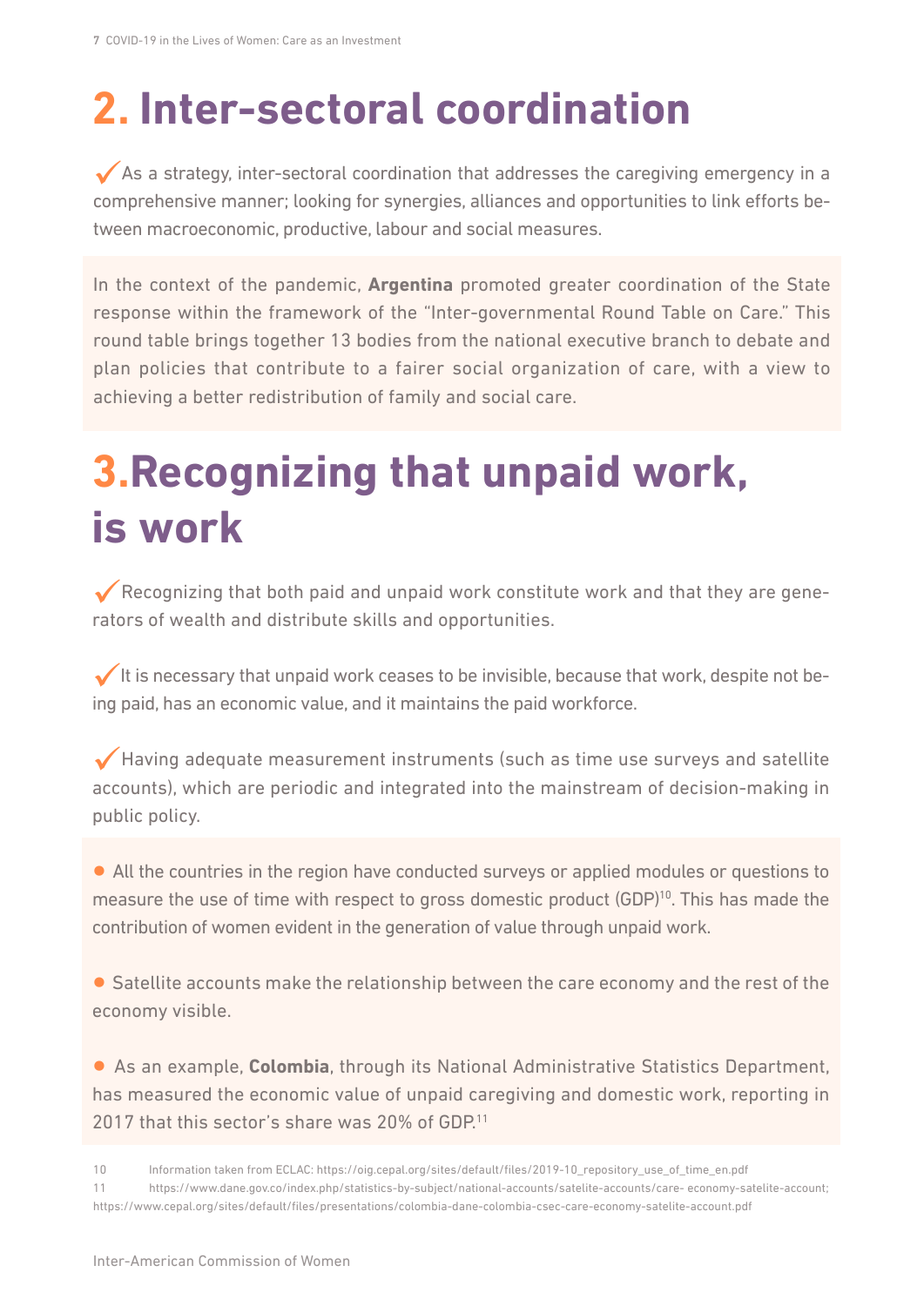## 2. Inter-sectoral coordination

✓ As a strategy, inter-sectoral coordination that addresses the caregiving emergency in a comprehensive manner; looking for synergies, alliances and opportunities to link efforts between macroeconomic, productive, labour and social measures.

In the context of the pandemic, **Argentina** promoted greater coordination of the State response within the framework of the "Inter-governmental Round Table on Care." This round table brings together 13 bodies from the national executive branch to debate and plan policies that contribute to a fairer social organization of care, with a view to achieving a better redistribution of family and social care.

## 3. Recognizing that unpaid work, is work

✓ Recognizing that both paid and unpaid work constitute work and that they are generators of wealth and distribute skills and opportunities.

✓ It is necessary that unpaid work ceases to be invisible, because that work, despite not being paid, has an economic value, and it maintains the paid workforce.

✓ Having adequate measurement instruments (such as time use surveys and satellite accounts), which are periodic and integrated into the mainstream of decision-making in public policy.

- All the countries in the region have conducted surveys or applied modules or questions to measure the use of time with respect to gross domestic product (GDP)[10]. This has made the contribution of women evident in the generation of value through unpaid work.

- Satellite accounts make the relationship between the care economy and the rest of the economy visible.

- As an example, **Colombia**, through its National Administrative Statistics Department, has measured the economic value of unpaid caregiving and domestic work, reporting in 2017 that this sector's share was 20% of GDP.[11]

---

10 Information taken from ECLAC: https://oig.cepal.org/sites/default/files/2019-10_repository_use_of_time_en.pdf

11 https://www.dane.gov.co/index.php/statistics-by-subject/national-accounts/satelite-accounts/care- economy-satelite-account; https://www.cepal.org/sites/default/files/presentations/colombia-dane-colombia-csec-care-economy-satelite-account.pdf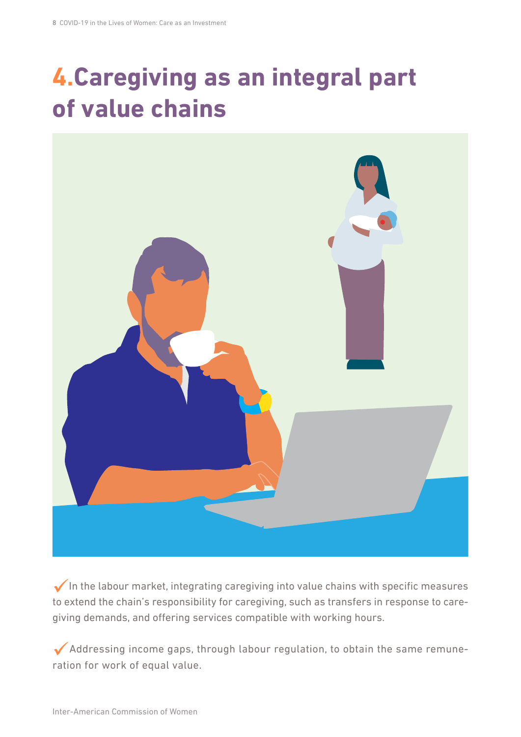# 4. Caregiving as an integral part of value chains

✓ In the labour market, integrating caregiving into value chains with specific measures to extend the chain's responsibility for caregiving, such as transfers in response to caregiving demands, and offering services compatible with working hours.

✓ Addressing income gaps, through labour regulation, to obtain the same remuneration for work of equal value.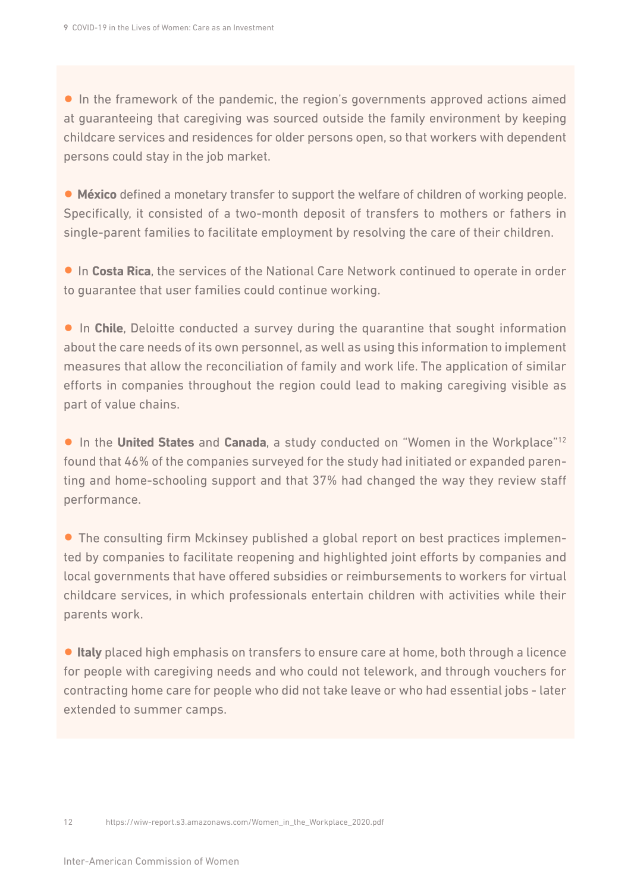- In the framework of the pandemic, the region's governments approved actions aimed at guaranteeing that caregiving was sourced outside the family environment by keeping childcare services and residences for older persons open, so that workers with dependent persons could stay in the job market.

- **México** defined a monetary transfer to support the welfare of children of working people. Specifically, it consisted of a two-month deposit of transfers to mothers or fathers in single-parent families to facilitate employment by resolving the care of their children.

- In **Costa Rica**, the services of the National Care Network continued to operate in order to guarantee that user families could continue working.

- In **Chile**, Deloitte conducted a survey during the quarantine that sought information about the care needs of its own personnel, as well as using this information to implement measures that allow the reconciliation of family and work life. The application of similar efforts in companies throughout the region could lead to making caregiving visible as part of value chains.

- In the **United States** and **Canada**, a study conducted on "Women in the Workplace"[12] found that 46% of the companies surveyed for the study had initiated or expanded parenting and home-schooling support and that 37% had changed the way they review staff performance.

- The consulting firm Mckinsey published a global report on best practices implemented by companies to facilitate reopening and highlighted joint efforts by companies and local governments that have offered subsidies or reimbursements to workers for virtual childcare services, in which professionals entertain children with activities while their parents work.

- **Italy** placed high emphasis on transfers to ensure care at home, both through a licence for people with caregiving needs and who could not telework, and through vouchers for contracting home care for people who did not take leave or who had essential jobs - later extended to summer camps.

12 https://wiw-report.s3.amazonaws.com/Women_in_the_Workplace_2020.pdf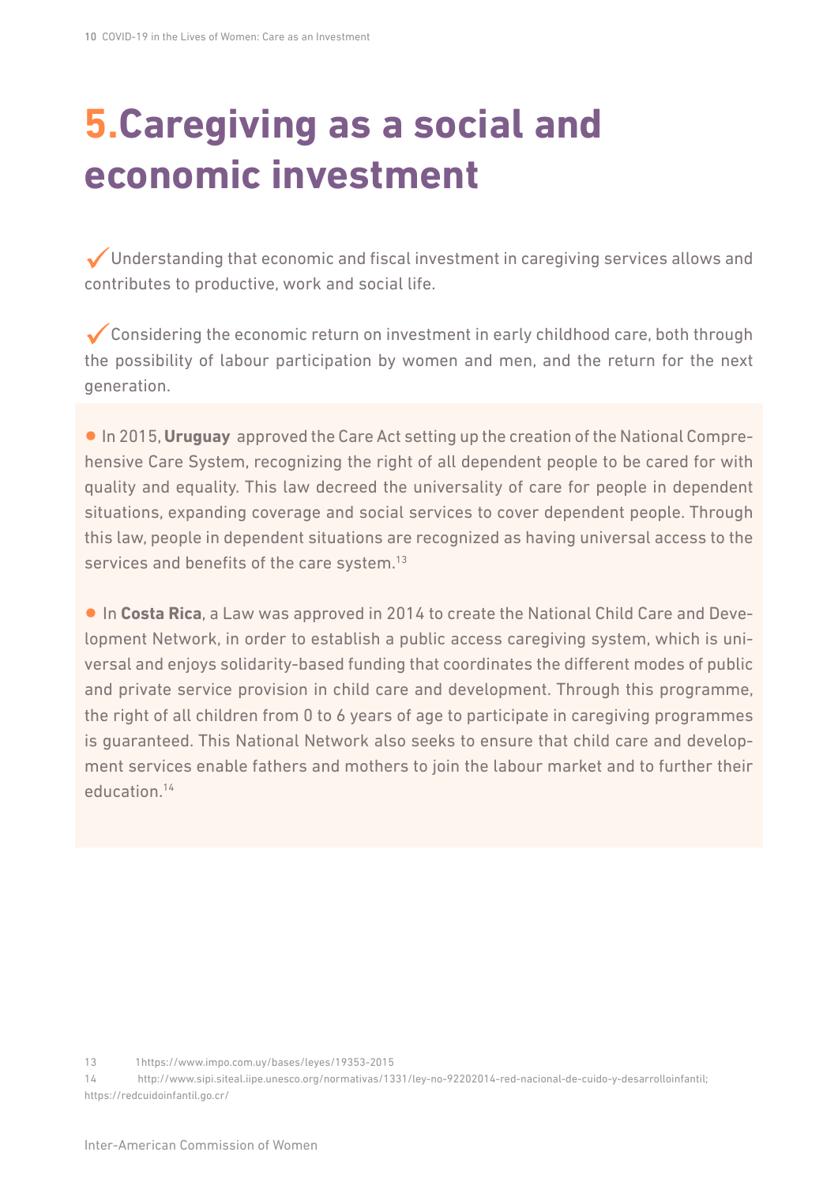# 5. Caregiving as a social and economic investment

✓ Understanding that economic and fiscal investment in caregiving services allows and contributes to productive, work and social life.

✓ Considering the economic return on investment in early childhood care, both through the possibility of labour participation by women and men, and the return for the next generation.

- In 2015, **Uruguay** approved the Care Act setting up the creation of the National Comprehensive Care System, recognizing the right of all dependent people to be cared for with quality and equality. This law decreed the universality of care for people in dependent situations, expanding coverage and social services to cover dependent people. Through this law, people in dependent situations are recognized as having universal access to the services and benefits of the care system.[13]

- In **Costa Rica**, a Law was approved in 2014 to create the National Child Care and Development Network, in order to establish a public access caregiving system, which is universal and enjoys solidarity-based funding that coordinates the different modes of public and private service provision in child care and development. Through this programme, the right of all children from 0 to 6 years of age to participate in caregiving programmes is guaranteed. This National Network also seeks to ensure that child care and development services enable fathers and mothers to join the labour market and to further their education.[14]

---

13 1https://www.impo.com.uy/bases/leyes/19353-2015

14 http://www.sipi.siteal.iipe.unesco.org/normativas/1331/ley-no-92202014-red-nacional-de-cuido-y-desarrolloinfantil; https://redcuidoinfantil.go.cr/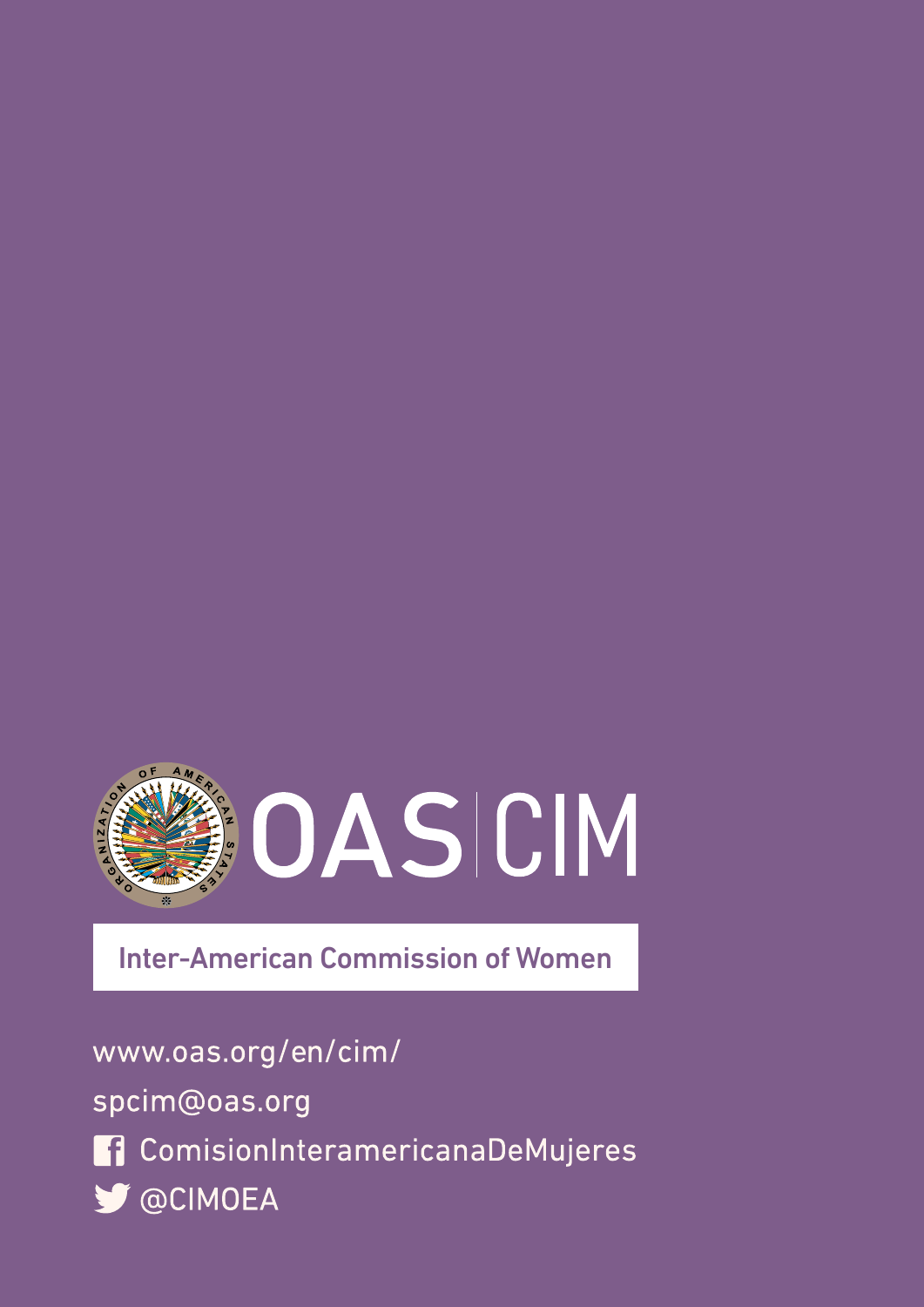OAS | CIM

Inter-American Commission of Women

www.oas.org/en/cim/

spcim@oas.org

ComisionInteramericanaDeMujeres

@CIMOEA